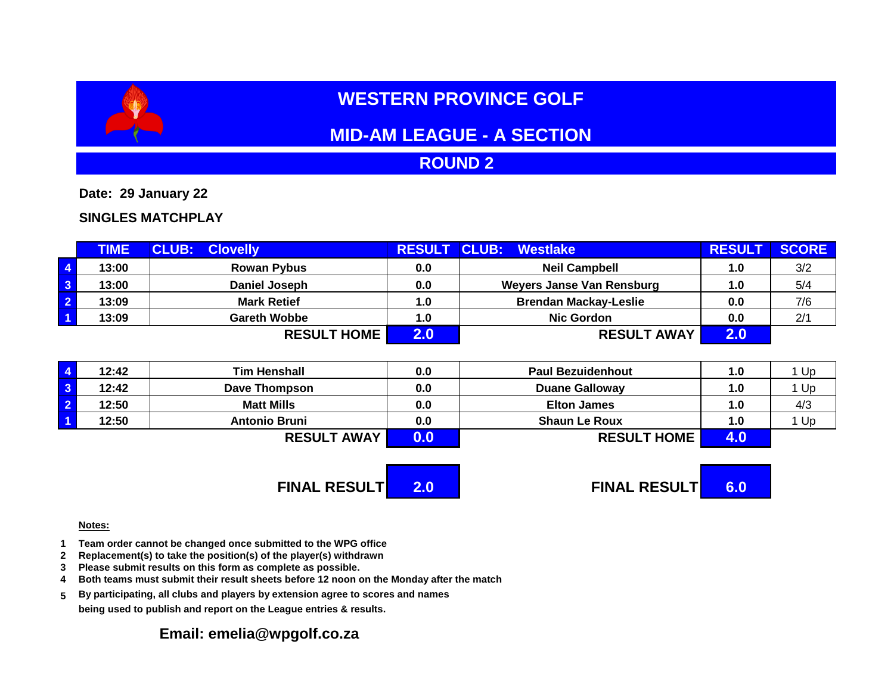# WESTERN PROVINCE GOLF

## MID-AM LEAGUE - A SECTION

## ROUND 2

**Date: 29 January 22**

**SINGLES MATCHPLAY**

| | TIME | CLUB: Clovelly | RESULT | CLUB: Westlake | RESULT | SCORE |
|---|---|---|---|---|---|---|
| 4 | 13:00 | Rowan Pybus | 0.0 | Neil Campbell | 1.0 | 3/2 |
| 3 | 13:00 | Daniel Joseph | 0.0 | Weyers Janse Van Rensburg | 1.0 | 5/4 |
| 2 | 13:09 | Mark Retief | 1.0 | Brendan Mackay-Leslie | 0.0 | 7/6 |
| 1 | 13:09 | Gareth Wobbe | 1.0 | Nic Gordon | 0.0 | 2/1 |
| | | RESULT HOME | 2.0 | RESULT AWAY | 2.0 | |

| | TIME | CLUB: Clovelly | RESULT | CLUB: Westlake | RESULT | SCORE |
|---|---|---|---|---|---|---|
| 4 | 12:42 | Tim Henshall | 0.0 | Paul Bezuidenhout | 1.0 | 1 Up |
| 3 | 12:42 | Dave Thompson | 0.0 | Duane Galloway | 1.0 | 1 Up |
| 2 | 12:50 | Matt Mills | 0.0 | Elton James | 1.0 | 4/3 |
| 1 | 12:50 | Antonio Bruni | 0.0 | Shaun Le Roux | 1.0 | 1 Up |
| | | RESULT AWAY | 0.0 | RESULT HOME | 4.0 | |

| | FINAL RESULT | 2.0 | FINAL RESULT | 6.0 |
|---|---|---|---|---|

**Notes:**

1. Team order cannot be changed once submitted to the WPG office
2. Replacement(s) to take the position(s) of the player(s) withdrawn
3. Please submit results on this form as complete as possible.
4. Both teams must submit their result sheets before 12 noon on the Monday after the match
5. By participating, all clubs and players by extension agree to scores and names being used to publish and report on the League entries & results.

**Email: emelia@wpgolf.co.za**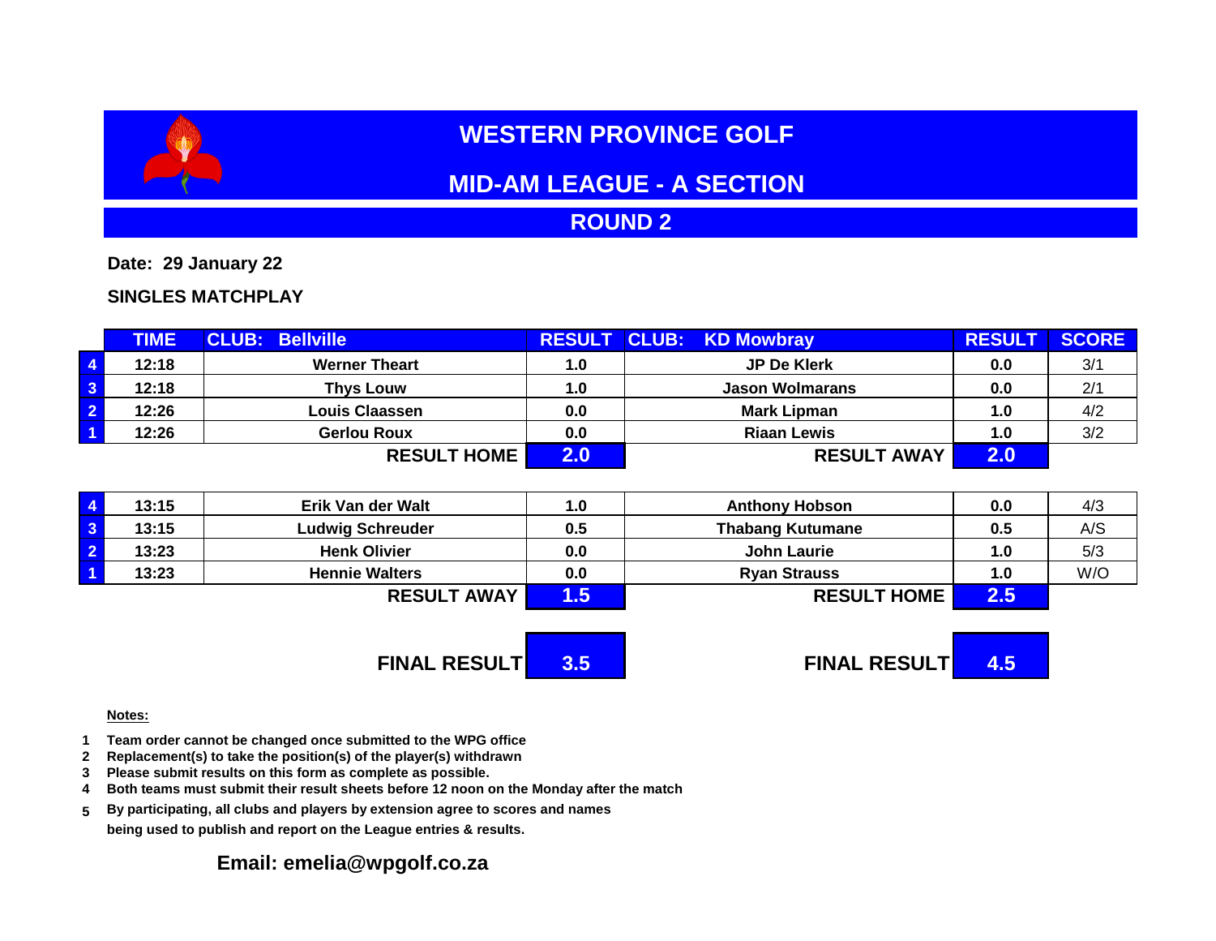# WESTERN PROVINCE GOLF

## MID-AM LEAGUE - A SECTION

## ROUND 2

**Date: 29 January 22**

**SINGLES MATCHPLAY**

| | TIME | CLUB: Bellville | RESULT | CLUB: KD Mowbray | RESULT | SCORE |
|---|---|---|---|---|---|---|
| 4 | 12:18 | Werner Theart | 1.0 | JP De Klerk | 0.0 | 3/1 |
| 3 | 12:18 | Thys Louw | 1.0 | Jason Wolmarans | 0.0 | 2/1 |
| 2 | 12:26 | Louis Claassen | 0.0 | Mark Lipman | 1.0 | 4/2 |
| 1 | 12:26 | Gerlou Roux | 0.0 | Riaan Lewis | 1.0 | 3/2 |
| | | **RESULT HOME** | **2.0** | **RESULT AWAY** | **2.0** | |

| | TIME | CLUB: Bellville | RESULT | CLUB: KD Mowbray | RESULT | SCORE |
|---|---|---|---|---|---|---|
| 4 | 13:15 | Erik Van der Walt | 1.0 | Anthony Hobson | 0.0 | 4/3 |
| 3 | 13:15 | Ludwig Schreuder | 0.5 | Thabang Kutumane | 0.5 | A/S |
| 2 | 13:23 | Henk Olivier | 0.0 | John Laurie | 1.0 | 5/3 |
| 1 | 13:23 | Hennie Walters | 0.0 | Ryan Strauss | 1.0 | W/O |
| | | **RESULT AWAY** | **1.5** | **RESULT HOME** | **2.5** | |

| | | | | |
|---|---|---|---|---|
| **FINAL RESULT** | **3.5** | | **FINAL RESULT** | **4.5** |

**Notes:**

1. Team order cannot be changed once submitted to the WPG office
2. Replacement(s) to take the position(s) of the player(s) withdrawn
3. Please submit results on this form as complete as possible.
4. Both teams must submit their result sheets before 12 noon on the Monday after the match
5. By participating, all clubs and players by extension agree to scores and names being used to publish and report on the League entries & results.

**Email: emelia@wpgolf.co.za**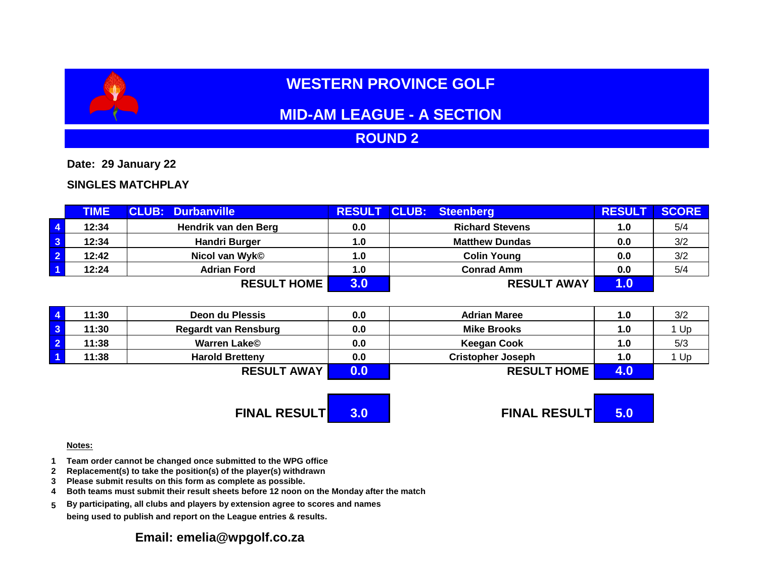# WESTERN PROVINCE GOLF

## MID-AM LEAGUE - A SECTION

## ROUND 2

**Date: 29 January 22**

**SINGLES MATCHPLAY**

| | TIME | CLUB: Durbanville | RESULT | CLUB: Steenberg | RESULT | SCORE |
|---|---|---|---|---|---|---|
| 4 | 12:34 | Hendrik van den Berg | 0.0 | Richard Stevens | 1.0 | 5/4 |
| 3 | 12:34 | Handri Burger | 1.0 | Matthew Dundas | 0.0 | 3/2 |
| 2 | 12:42 | Nicol van Wyk© | 1.0 | Colin Young | 0.0 | 3/2 |
| 1 | 12:24 | Adrian Ford | 1.0 | Conrad Amm | 0.0 | 5/4 |
| | | **RESULT HOME** | **3.0** | **RESULT AWAY** | **1.0** | |

| | | | | | | |
|---|---|---|---|---|---|---|
| 4 | 11:30 | Deon du Plessis | 0.0 | Adrian Maree | 1.0 | 3/2 |
| 3 | 11:30 | Regardt van Rensburg | 0.0 | Mike Brooks | 1.0 | 1 Up |
| 2 | 11:38 | Warren Lake© | 0.0 | Keegan Cook | 1.0 | 5/3 |
| 1 | 11:38 | Harold Bretteny | 0.0 | Cristopher Joseph | 1.0 | 1 Up |
| | | **RESULT AWAY** | **0.0** | **RESULT HOME** | **4.0** | |

| | | | |
|---|---|---|---|
| **FINAL RESULT** | **3.0** | **FINAL RESULT** | **5.0** |

**Notes:**

1. Team order cannot be changed once submitted to the WPG office
2. Replacement(s) to take the position(s) of the player(s) withdrawn
3. Please submit results on this form as complete as possible.
4. Both teams must submit their result sheets before 12 noon on the Monday after the match
5. By participating, all clubs and players by extension agree to scores and names being used to publish and report on the League entries & results.

**Email: emelia@wpgolf.co.za**